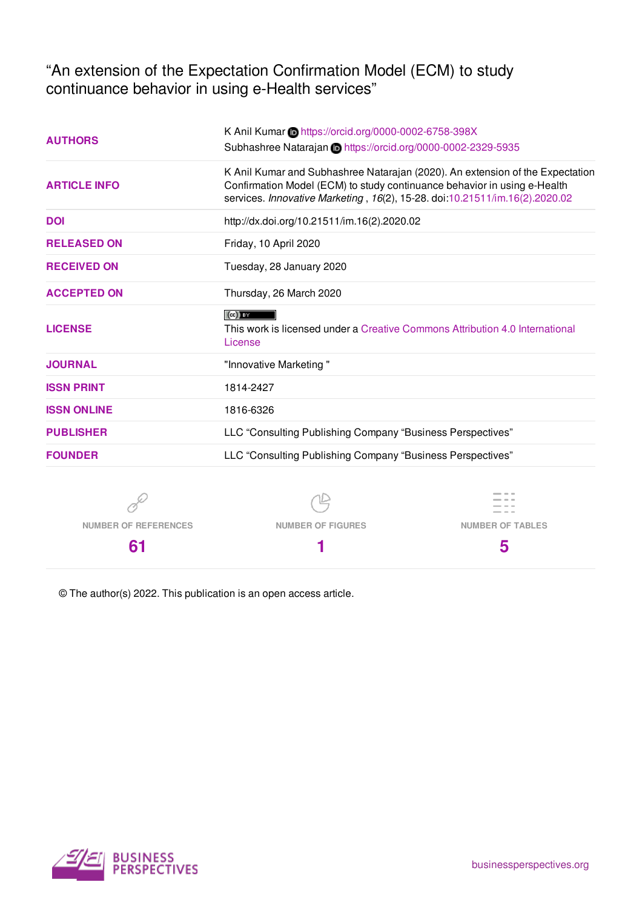# "An extension of the Expectation Confirmation Model (ECM) to study continuance behavior in using e-Health services"

| | |
|---|---|
| **AUTHORS** | K Anil Kumar https://orcid.org/0000-0002-6758-398X<br>Subhashree Natarajan https://orcid.org/0000-0002-2329-5935 |
| **ARTICLE INFO** | K Anil Kumar and Subhashree Natarajan (2020). An extension of the Expectation Confirmation Model (ECM) to study continuance behavior in using e-Health services. *Innovative Marketing* , *16*(2), 15-28. doi:10.21511/im.16(2).2020.02 |
| **DOI** | http://dx.doi.org/10.21511/im.16(2).2020.02 |
| **RELEASED ON** | Friday, 10 April 2020 |
| **RECEIVED ON** | Tuesday, 28 January 2020 |
| **ACCEPTED ON** | Thursday, 26 March 2020 |
| **LICENSE** | This work is licensed under a Creative Commons Attribution 4.0 International License |
| **JOURNAL** | "Innovative Marketing " |
| **ISSN PRINT** | 1814-2427 |
| **ISSN ONLINE** | 1816-6326 |
| **PUBLISHER** | LLC "Consulting Publishing Company "Business Perspectives" |
| **FOUNDER** | LLC "Consulting Publishing Company "Business Perspectives" |

| NUMBER OF REFERENCES | NUMBER OF FIGURES | NUMBER OF TABLES |
|---|---|---|
| 61 | 1 | 5 |

© The author(s) 2022. This publication is an open access article.

BUSINESS PERSPECTIVES

businessperspectives.org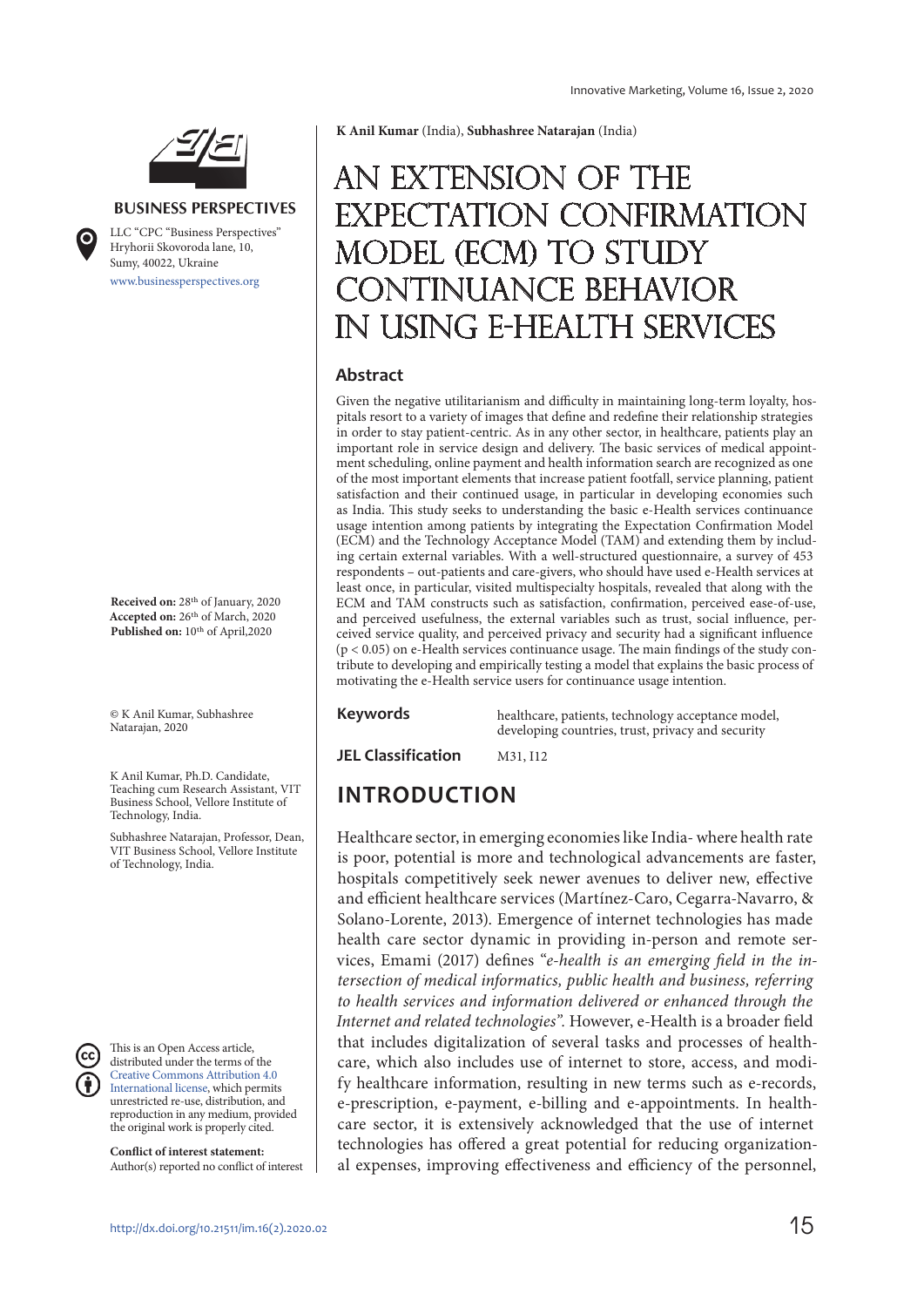**K Anil Kumar** (India), **Subhashree Natarajan** (India)

# AN EXTENSION OF THE EXPECTATION CONFIRMATION MODEL (ECM) TO STUDY CONTINUANCE BEHAVIOR IN USING E-HEALTH SERVICES

BUSINESS PERSPECTIVES

LLC "CPC "Business Perspectives" Hryhorii Skovoroda lane, 10, Sumy, 40022, Ukraine

www.businessperspectives.org

**Received on:** 28th of January, 2020
**Accepted on:** 26th of March, 2020
**Published on:** 10th of April,2020

© K Anil Kumar, Subhashree Natarajan, 2020

K Anil Kumar, Ph.D. Candidate, Teaching cum Research Assistant, VIT Business School, Vellore Institute of Technology, India.

Subhashree Natarajan, Professor, Dean, VIT Business School, Vellore Institute of Technology, India.

This is an Open Access article, distributed under the terms of the Creative Commons Attribution 4.0 International license, which permits unrestricted re-use, distribution, and reproduction in any medium, provided the original work is properly cited.

**Conflict of interest statement:** Author(s) reported no conflict of interest

## Abstract

Given the negative utilitarianism and difficulty in maintaining long-term loyalty, hospitals resort to a variety of images that define and redefine their relationship strategies in order to stay patient-centric. As in any other sector, in healthcare, patients play an important role in service design and delivery. The basic services of medical appointment scheduling, online payment and health information search are recognized as one of the most important elements that increase patient footfall, service planning, patient satisfaction and their continued usage, in particular in developing economies such as India. This study seeks to understanding the basic e-Health services continuance usage intention among patients by integrating the Expectation Confirmation Model (ECM) and the Technology Acceptance Model (TAM) and extending them by including certain external variables. With a well-structured questionnaire, a survey of 453 respondents – out-patients and care-givers, who should have used e-Health services at least once, in particular, visited multispecialty hospitals, revealed that along with the ECM and TAM constructs such as satisfaction, confirmation, perceived ease-of-use, and perceived usefulness, the external variables such as trust, social influence, perceived service quality, and perceived privacy and security had a significant influence ($p < 0.05$) on e-Health services continuance usage. The main findings of the study contribute to developing and empirically testing a model that explains the basic process of motivating the e-Health service users for continuance usage intention.

**Keywords** healthcare, patients, technology acceptance model, developing countries, trust, privacy and security

**JEL Classification** M31, I12

## INTRODUCTION

Healthcare sector, in emerging economies like India- where health rate is poor, potential is more and technological advancements are faster, hospitals competitively seek newer avenues to deliver new, effective and efficient healthcare services (Martínez-Caro, Cegarra-Navarro, & Solano-Lorente, 2013). Emergence of internet technologies has made health care sector dynamic in providing in-person and remote services, Emami (2017) defines "*e-health is an emerging field in the intersection of medical informatics, public health and business, referring to health services and information delivered or enhanced through the Internet and related technologies*". However, e-Health is a broader field that includes digitalization of several tasks and processes of healthcare, which also includes use of internet to store, access, and modify healthcare information, resulting in new terms such as e-records, e-prescription, e-payment, e-billing and e-appointments. In healthcare sector, it is extensively acknowledged that the use of internet technologies has offered a great potential for reducing organizational expenses, improving effectiveness and efficiency of the personnel,

http://dx.doi.org/10.21511/im.16(2).2020.02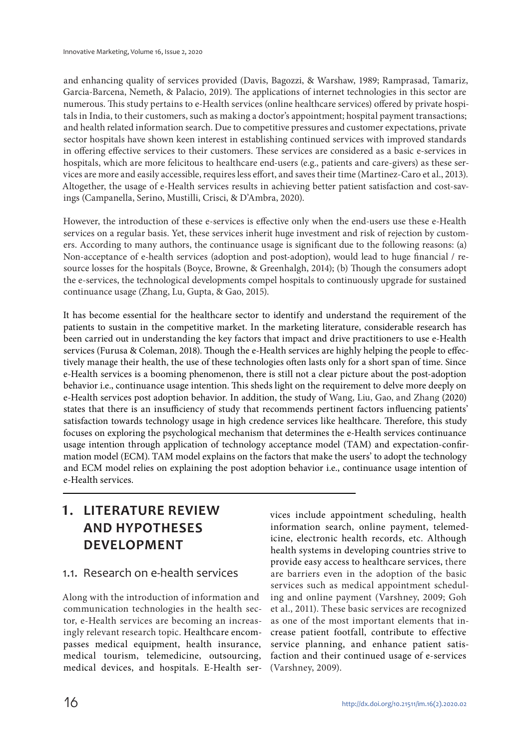and enhancing quality of services provided (Davis, Bagozzi, & Warshaw, 1989; Ramprasad, Tamariz, Garcia-Barcena, Nemeth, & Palacio, 2019). The applications of internet technologies in this sector are numerous. This study pertains to e-Health services (online healthcare services) offered by private hospitals in India, to their customers, such as making a doctor's appointment; hospital payment transactions; and health related information search. Due to competitive pressures and customer expectations, private sector hospitals have shown keen interest in establishing continued services with improved standards in offering effective services to their customers. These services are considered as a basic e-services in hospitals, which are more felicitous to healthcare end-users (e.g., patients and care-givers) as these services are more and easily accessible, requires less effort, and saves their time (Martinez-Caro et al., 2013). Altogether, the usage of e-Health services results in achieving better patient satisfaction and cost-savings (Campanella, Serino, Mustilli, Crisci, & D'Ambra, 2020).

However, the introduction of these e-services is effective only when the end-users use these e-Health services on a regular basis. Yet, these services inherit huge investment and risk of rejection by customers. According to many authors, the continuance usage is significant due to the following reasons: (a) Non-acceptance of e-health services (adoption and post-adoption), would lead to huge financial / resource losses for the hospitals (Boyce, Browne, & Greenhalgh, 2014); (b) Though the consumers adopt the e-services, the technological developments compel hospitals to continuously upgrade for sustained continuance usage (Zhang, Lu, Gupta, & Gao, 2015).

It has become essential for the healthcare sector to identify and understand the requirement of the patients to sustain in the competitive market. In the marketing literature, considerable research has been carried out in understanding the key factors that impact and drive practitioners to use e-Health services (Furusa & Coleman, 2018). Though the e-Health services are highly helping the people to effectively manage their health, the use of these technologies often lasts only for a short span of time. Since e-Health services is a booming phenomenon, there is still not a clear picture about the post-adoption behavior i.e., continuance usage intention. This sheds light on the requirement to delve more deeply on e-Health services post adoption behavior. In addition, the study of Wang, Liu, Gao, and Zhang (2020) states that there is an insufficiency of study that recommends pertinent factors influencing patients' satisfaction towards technology usage in high credence services like healthcare. Therefore, this study focuses on exploring the psychological mechanism that determines the e-Health services continuance usage intention through application of technology acceptance model (TAM) and expectation-confirmation model (ECM). TAM model explains on the factors that make the users' to adopt the technology and ECM model relies on explaining the post adoption behavior i.e., continuance usage intention of e-Health services.

# 1. LITERATURE REVIEW AND HYPOTHESES DEVELOPMENT

## 1.1. Research on e-health services

Along with the introduction of information and communication technologies in the health sector, e-Health services are becoming an increasingly relevant research topic. Healthcare encompasses medical equipment, health insurance, medical tourism, telemedicine, outsourcing, medical devices, and hospitals. E-Health services include appointment scheduling, health information search, online payment, telemedicine, electronic health records, etc. Although health systems in developing countries strive to provide easy access to healthcare services, there are barriers even in the adoption of the basic services such as medical appointment scheduling and online payment (Varshney, 2009; Goh et al., 2011). These basic services are recognized as one of the most important elements that increase patient footfall, contribute to effective service planning, and enhance patient satisfaction and their continued usage of e-services (Varshney, 2009).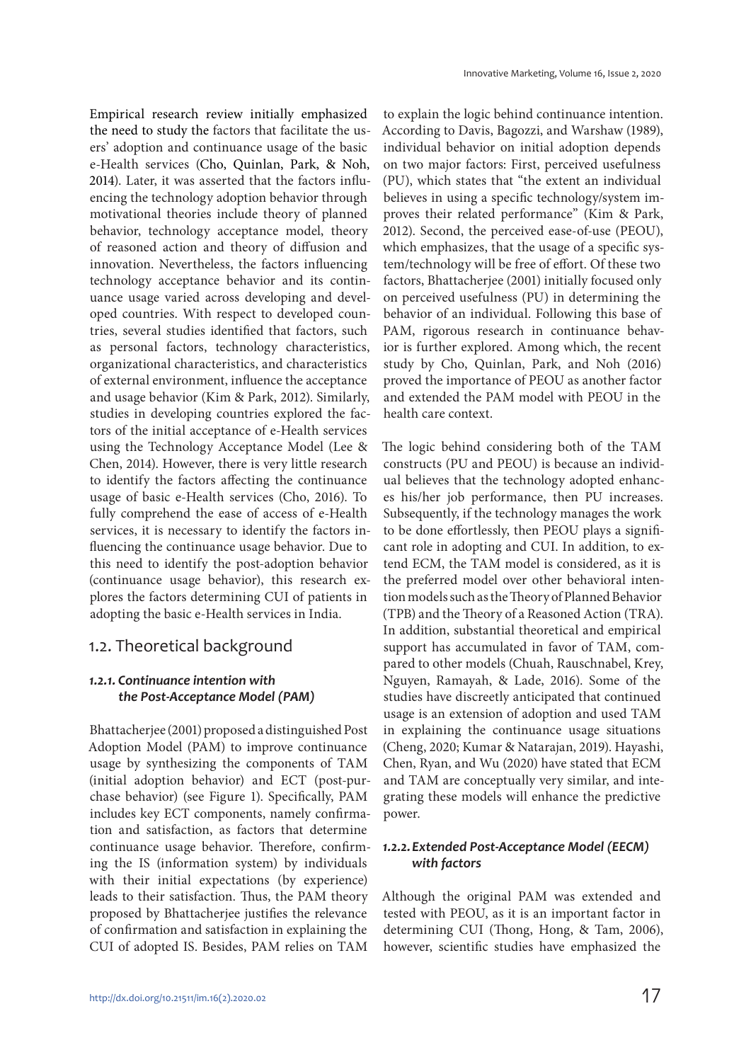Empirical research review initially emphasized the need to study the factors that facilitate the users' adoption and continuance usage of the basic e-Health services (Cho, Quinlan, Park, & Noh, 2014). Later, it was asserted that the factors influencing the technology adoption behavior through motivational theories include theory of planned behavior, technology acceptance model, theory of reasoned action and theory of diffusion and innovation. Nevertheless, the factors influencing technology acceptance behavior and its continuance usage varied across developing and developed countries. With respect to developed countries, several studies identified that factors, such as personal factors, technology characteristics, organizational characteristics, and characteristics of external environment, influence the acceptance and usage behavior (Kim & Park, 2012). Similarly, studies in developing countries explored the factors of the initial acceptance of e-Health services using the Technology Acceptance Model (Lee & Chen, 2014). However, there is very little research to identify the factors affecting the continuance usage of basic e-Health services (Cho, 2016). To fully comprehend the ease of access of e-Health services, it is necessary to identify the factors influencing the continuance usage behavior. Due to this need to identify the post-adoption behavior (continuance usage behavior), this research explores the factors determining CUI of patients in adopting the basic e-Health services in India.

## 1.2. Theoretical background

### *1.2.1. Continuance intention with the Post-Acceptance Model (PAM)*

Bhattacherjee (2001) proposed a distinguished Post Adoption Model (PAM) to improve continuance usage by synthesizing the components of TAM (initial adoption behavior) and ECT (post-purchase behavior) (see Figure 1). Specifically, PAM includes key ECT components, namely confirmation and satisfaction, as factors that determine continuance usage behavior. Therefore, confirming the IS (information system) by individuals with their initial expectations (by experience) leads to their satisfaction. Thus, the PAM theory proposed by Bhattacherjee justifies the relevance of confirmation and satisfaction in explaining the CUI of adopted IS. Besides, PAM relies on TAM to explain the logic behind continuance intention. According to Davis, Bagozzi, and Warshaw (1989), individual behavior on initial adoption depends on two major factors: First, perceived usefulness (PU), which states that "the extent an individual believes in using a specific technology/system improves their related performance" (Kim & Park, 2012). Second, the perceived ease-of-use (PEOU), which emphasizes, that the usage of a specific system/technology will be free of effort. Of these two factors, Bhattacherjee (2001) initially focused only on perceived usefulness (PU) in determining the behavior of an individual. Following this base of PAM, rigorous research in continuance behavior is further explored. Among which, the recent study by Cho, Quinlan, Park, and Noh (2016) proved the importance of PEOU as another factor and extended the PAM model with PEOU in the health care context.

The logic behind considering both of the TAM constructs (PU and PEOU) is because an individual believes that the technology adopted enhances his/her job performance, then PU increases. Subsequently, if the technology manages the work to be done effortlessly, then PEOU plays a significant role in adopting and CUI. In addition, to extend ECM, the TAM model is considered, as it is the preferred model over other behavioral intention models such as the Theory of Planned Behavior (TPB) and the Theory of a Reasoned Action (TRA). In addition, substantial theoretical and empirical support has accumulated in favor of TAM, compared to other models (Chuah, Rauschnabel, Krey, Nguyen, Ramayah, & Lade, 2016). Some of the studies have discreetly anticipated that continued usage is an extension of adoption and used TAM in explaining the continuance usage situations (Cheng, 2020; Kumar & Natarajan, 2019). Hayashi, Chen, Ryan, and Wu (2020) have stated that ECM and TAM are conceptually very similar, and integrating these models will enhance the predictive power.

### *1.2.2. Extended Post-Acceptance Model (EECM) with factors*

Although the original PAM was extended and tested with PEOU, as it is an important factor in determining CUI (Thong, Hong, & Tam, 2006), however, scientific studies have emphasized the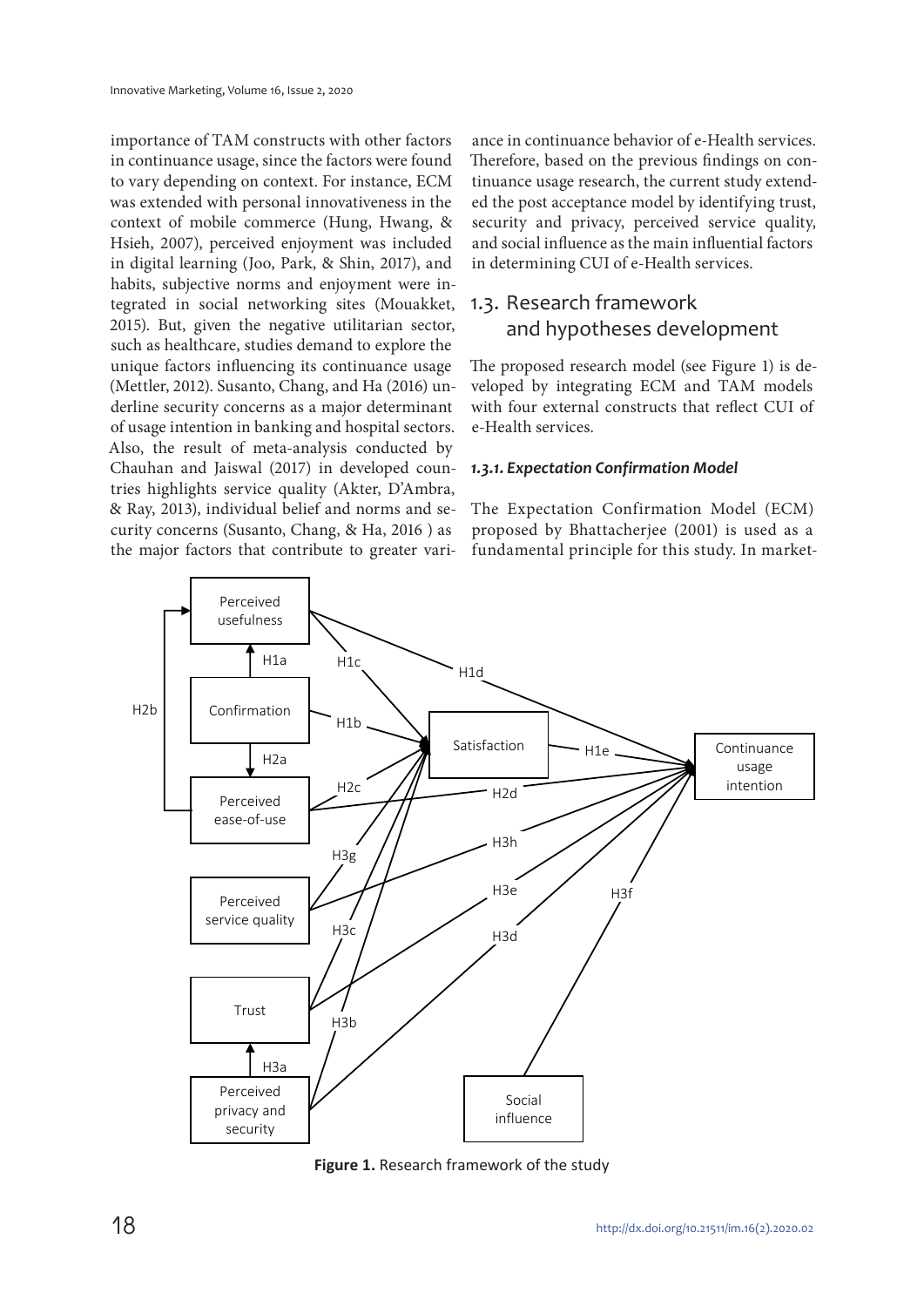importance of TAM constructs with other factors in continuance usage, since the factors were found to vary depending on context. For instance, ECM was extended with personal innovativeness in the context of mobile commerce (Hung, Hwang, & Hsieh, 2007), perceived enjoyment was included in digital learning (Joo, Park, & Shin, 2017), and habits, subjective norms and enjoyment were integrated in social networking sites (Mouakket, 2015). But, given the negative utilitarian sector, such as healthcare, studies demand to explore the unique factors influencing its continuance usage (Mettler, 2012). Susanto, Chang, and Ha (2016) underline security concerns as a major determinant of usage intention in banking and hospital sectors. Also, the result of meta-analysis conducted by Chauhan and Jaiswal (2017) in developed countries highlights service quality (Akter, D'Ambra, & Ray, 2013), individual belief and norms and security concerns (Susanto, Chang, & Ha, 2016 ) as the major factors that contribute to greater variance in continuance behavior of e-Health services. Therefore, based on the previous findings on continuance usage research, the current study extended the post acceptance model by identifying trust, security and privacy, perceived service quality, and social influence as the main influential factors in determining CUI of e-Health services.

## 1.3. Research framework and hypotheses development

The proposed research model (see Figure 1) is developed by integrating ECM and TAM models with four external constructs that reflect CUI of e-Health services.

### *1.3.1. Expectation Confirmation Model*

The Expectation Confirmation Model (ECM) proposed by Bhattacherjee (2001) is used as a fundamental principle for this study. In market-

**Figure 1.** Research framework of the study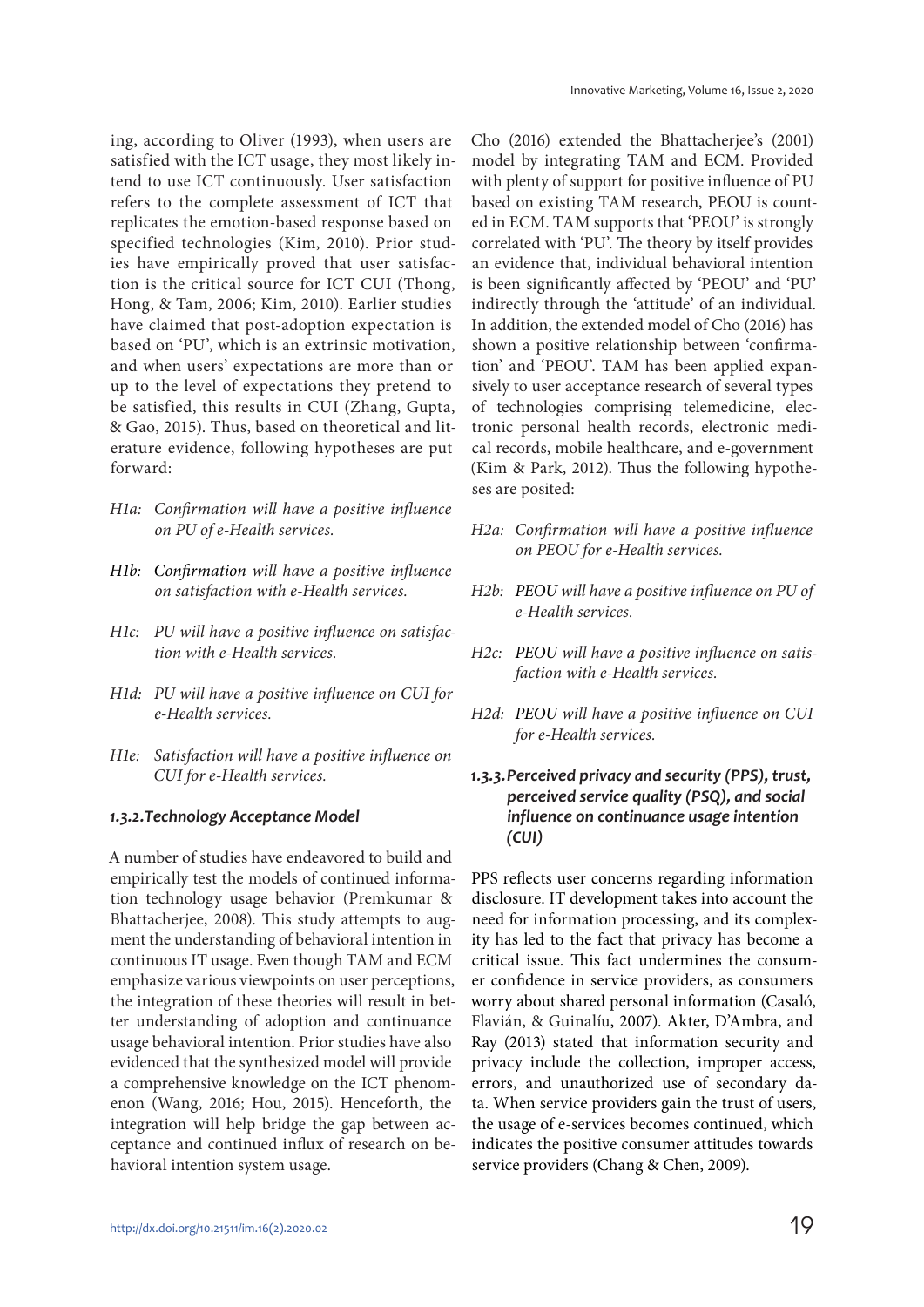ing, according to Oliver (1993), when users are satisfied with the ICT usage, they most likely intend to use ICT continuously. User satisfaction refers to the complete assessment of ICT that replicates the emotion-based response based on specified technologies (Kim, 2010). Prior studies have empirically proved that user satisfaction is the critical source for ICT CUI (Thong, Hong, & Tam, 2006; Kim, 2010). Earlier studies have claimed that post-adoption expectation is based on 'PU', which is an extrinsic motivation, and when users' expectations are more than or up to the level of expectations they pretend to be satisfied, this results in CUI (Zhang, Gupta, & Gao, 2015). Thus, based on theoretical and literature evidence, following hypotheses are put forward:

*H1a: Confirmation will have a positive influence on PU of e-Health services.*

*H1b: Confirmation will have a positive influence on satisfaction with e-Health services.*

*H1c: PU will have a positive influence on satisfaction with e-Health services.*

*H1d: PU will have a positive influence on CUI for e-Health services.*

*H1e: Satisfaction will have a positive influence on CUI for e-Health services.*

### 1.3.2. Technology Acceptance Model

A number of studies have endeavored to build and empirically test the models of continued information technology usage behavior (Premkumar & Bhattacherjee, 2008). This study attempts to augment the understanding of behavioral intention in continuous IT usage. Even though TAM and ECM emphasize various viewpoints on user perceptions, the integration of these theories will result in better understanding of adoption and continuance usage behavioral intention. Prior studies have also evidenced that the synthesized model will provide a comprehensive knowledge on the ICT phenomenon (Wang, 2016; Hou, 2015). Henceforth, the integration will help bridge the gap between acceptance and continued influx of research on behavioral intention system usage.

Cho (2016) extended the Bhattacherjee's (2001) model by integrating TAM and ECM. Provided with plenty of support for positive influence of PU based on existing TAM research, PEOU is counted in ECM. TAM supports that 'PEOU' is strongly correlated with 'PU'. The theory by itself provides an evidence that, individual behavioral intention is been significantly affected by 'PEOU' and 'PU' indirectly through the 'attitude' of an individual. In addition, the extended model of Cho (2016) has shown a positive relationship between 'confirmation' and 'PEOU'. TAM has been applied expansively to user acceptance research of several types of technologies comprising telemedicine, electronic personal health records, electronic medical records, mobile healthcare, and e-government (Kim & Park, 2012). Thus the following hypotheses are posited:

*H2a: Confirmation will have a positive influence on PEOU for e-Health services.*

*H2b: PEOU will have a positive influence on PU of e-Health services.*

*H2c: PEOU will have a positive influence on satisfaction with e-Health services.*

*H2d: PEOU will have a positive influence on CUI for e-Health services.*

### 1.3.3. Perceived privacy and security (PPS), trust, perceived service quality (PSQ), and social influence on continuance usage intention (CUI)

PPS reflects user concerns regarding information disclosure. IT development takes into account the need for information processing, and its complexity has led to the fact that privacy has become a critical issue. This fact undermines the consumer confidence in service providers, as consumers worry about shared personal information (Casaló, Flavián, & Guinalíu, 2007). Akter, D'Ambra, and Ray (2013) stated that information security and privacy include the collection, improper access, errors, and unauthorized use of secondary data. When service providers gain the trust of users, the usage of e-services becomes continued, which indicates the positive consumer attitudes towards service providers (Chang & Chen, 2009).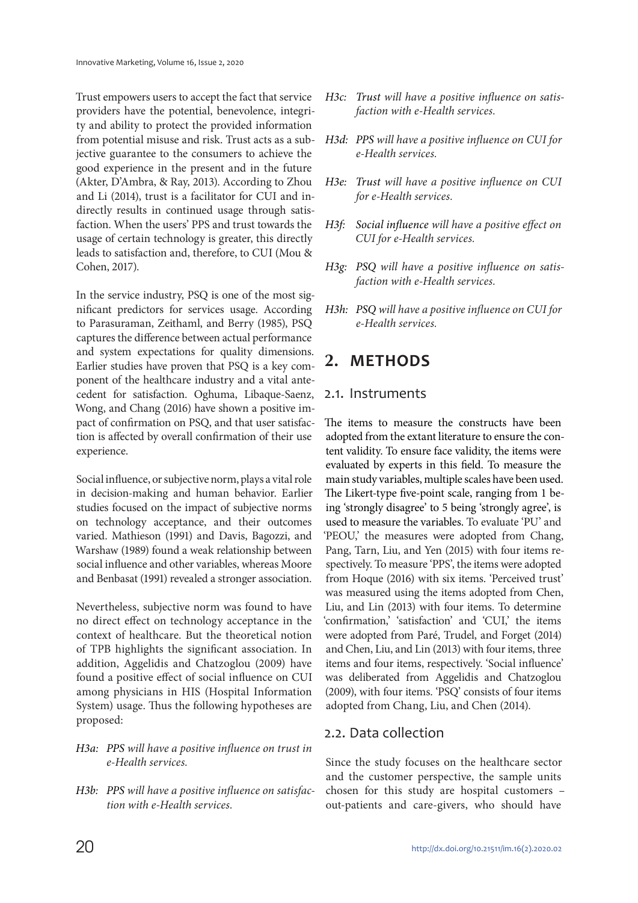Trust empowers users to accept the fact that service providers have the potential, benevolence, integrity and ability to protect the provided information from potential misuse and risk. Trust acts as a subjective guarantee to the consumers to achieve the good experience in the present and in the future (Akter, D'Ambra, & Ray, 2013). According to Zhou and Li (2014), trust is a facilitator for CUI and indirectly results in continued usage through satisfaction. When the users' PPS and trust towards the usage of certain technology is greater, this directly leads to satisfaction and, therefore, to CUI (Mou & Cohen, 2017).

In the service industry, PSQ is one of the most significant predictors for services usage. According to Parasuraman, Zeithaml, and Berry (1985), PSQ captures the difference between actual performance and system expectations for quality dimensions. Earlier studies have proven that PSQ is a key component of the healthcare industry and a vital antecedent for satisfaction. Oghuma, Libaque-Saenz, Wong, and Chang (2016) have shown a positive impact of confirmation on PSQ, and that user satisfaction is affected by overall confirmation of their use experience.

Social influence, or subjective norm, plays a vital role in decision-making and human behavior. Earlier studies focused on the impact of subjective norms on technology acceptance, and their outcomes varied. Mathieson (1991) and Davis, Bagozzi, and Warshaw (1989) found a weak relationship between social influence and other variables, whereas Moore and Benbasat (1991) revealed a stronger association.

Nevertheless, subjective norm was found to have no direct effect on technology acceptance in the context of healthcare. But the theoretical notion of TPB highlights the significant association. In addition, Aggelidis and Chatzoglou (2009) have found a positive effect of social influence on CUI among physicians in HIS (Hospital Information System) usage. Thus the following hypotheses are proposed:

- H3a: *PPS will have a positive influence on trust in e-Health services.*
- H3b: *PPS will have a positive influence on satisfaction with e-Health services.*
- H3c: *Trust will have a positive influence on satisfaction with e-Health services.*
- H3d: *PPS will have a positive influence on CUI for e-Health services.*
- H3e: *Trust will have a positive influence on CUI for e-Health services.*
- H3f: *Social influence will have a positive effect on CUI for e-Health services.*
- H3g: *PSQ will have a positive influence on satisfaction with e-Health services.*
- H3h: *PSQ will have a positive influence on CUI for e-Health services.*

# 2. METHODS

## 2.1. Instruments

The items to measure the constructs have been adopted from the extant literature to ensure the content validity. To ensure face validity, the items were evaluated by experts in this field. To measure the main study variables, multiple scales have been used. The Likert-type five-point scale, ranging from 1 being 'strongly disagree' to 5 being 'strongly agree', is used to measure the variables. To evaluate 'PU' and 'PEOU,' the measures were adopted from Chang, Pang, Tarn, Liu, and Yen (2015) with four items respectively. To measure 'PPS', the items were adopted from Hoque (2016) with six items. 'Perceived trust' was measured using the items adopted from Chen, Liu, and Lin (2013) with four items. To determine 'confirmation,' 'satisfaction' and 'CUI,' the items were adopted from Paré, Trudel, and Forget (2014) and Chen, Liu, and Lin (2013) with four items, three items and four items, respectively. 'Social influence' was deliberated from Aggelidis and Chatzoglou (2009), with four items. 'PSQ' consists of four items adopted from Chang, Liu, and Chen (2014).

## 2.2. Data collection

Since the study focuses on the healthcare sector and the customer perspective, the sample units chosen for this study are hospital customers – out-patients and care-givers, who should have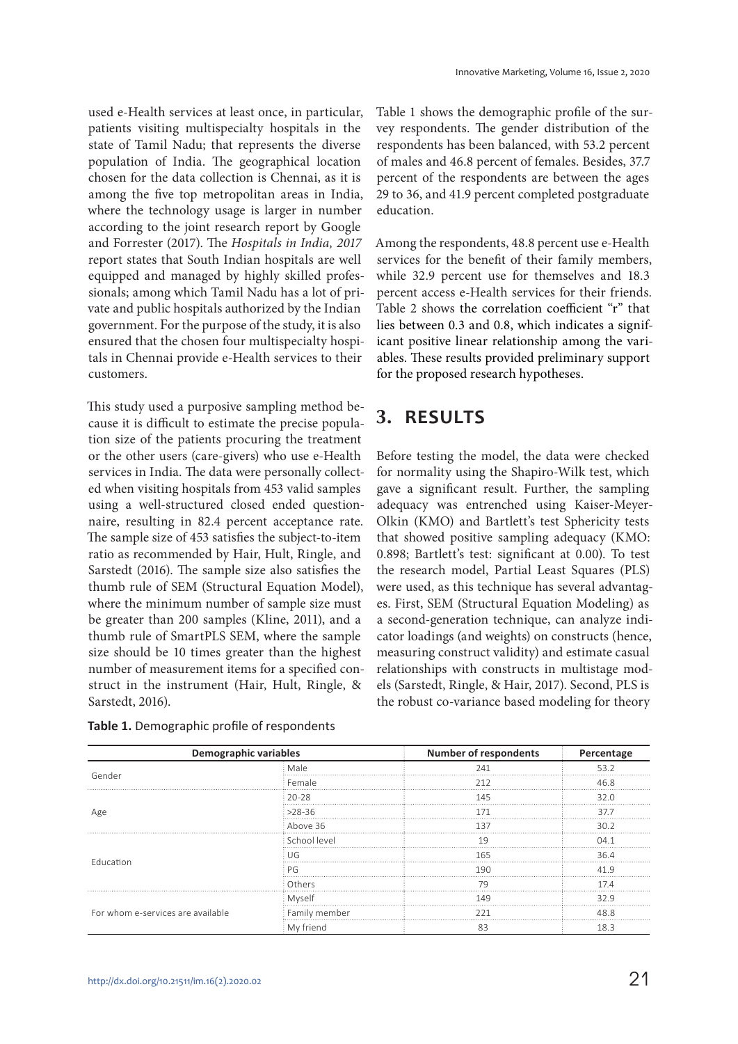used e-Health services at least once, in particular, patients visiting multispecialty hospitals in the state of Tamil Nadu; that represents the diverse population of India. The geographical location chosen for the data collection is Chennai, as it is among the five top metropolitan areas in India, where the technology usage is larger in number according to the joint research report by Google and Forrester (2017). The *Hospitals in India, 2017* report states that South Indian hospitals are well equipped and managed by highly skilled professionals; among which Tamil Nadu has a lot of private and public hospitals authorized by the Indian government. For the purpose of the study, it is also ensured that the chosen four multispecialty hospitals in Chennai provide e-Health services to their customers.

This study used a purposive sampling method because it is difficult to estimate the precise population size of the patients procuring the treatment or the other users (care-givers) who use e-Health services in India. The data were personally collected when visiting hospitals from 453 valid samples using a well-structured closed ended questionnaire, resulting in 82.4 percent acceptance rate. The sample size of 453 satisfies the subject-to-item ratio as recommended by Hair, Hult, Ringle, and Sarstedt (2016). The sample size also satisfies the thumb rule of SEM (Structural Equation Model), where the minimum number of sample size must be greater than 200 samples (Kline, 2011), and a thumb rule of SmartPLS SEM, where the sample size should be 10 times greater than the highest number of measurement items for a specified construct in the instrument (Hair, Hult, Ringle, & Sarstedt, 2016).

Table 1 shows the demographic profile of the survey respondents. The gender distribution of the respondents has been balanced, with 53.2 percent of males and 46.8 percent of females. Besides, 37.7 percent of the respondents are between the ages 29 to 36, and 41.9 percent completed postgraduate education.

Among the respondents, 48.8 percent use e-Health services for the benefit of their family members, while 32.9 percent use for themselves and 18.3 percent access e-Health services for their friends. Table 2 shows the correlation coefficient "r" that lies between 0.3 and 0.8, which indicates a significant positive linear relationship among the variables. These results provided preliminary support for the proposed research hypotheses.

## 3. RESULTS

Before testing the model, the data were checked for normality using the Shapiro-Wilk test, which gave a significant result. Further, the sampling adequacy was entrenched using Kaiser-Meyer-Olkin (KMO) and Bartlett's test Sphericity tests that showed positive sampling adequacy (KMO: 0.898; Bartlett's test: significant at 0.00). To test the research model, Partial Least Squares (PLS) were used, as this technique has several advantages. First, SEM (Structural Equation Modeling) as a second-generation technique, can analyze indicator loadings (and weights) on constructs (hence, measuring construct validity) and estimate casual relationships with constructs in multistage models (Sarstedt, Ringle, & Hair, 2017). Second, PLS is the robust co-variance based modeling for theory

**Table 1.** Demographic profile of respondents

| Demographic variables | | Number of respondents | Percentage |
|---|---|---|---|
| Gender | Male | 241 | 53.2 |
| | Female | 212 | 46.8 |
| Age | 20-28 | 145 | 32.0 |
| | >28-36 | 171 | 37.7 |
| | Above 36 | 137 | 30.2 |
| Education | School level | 19 | 04.1 |
| | UG | 165 | 36.4 |
| | PG | 190 | 41.9 |
| | Others | 79 | 17.4 |
| For whom e-services are available | Myself | 149 | 32.9 |
| | Family member | 221 | 48.8 |
| | My friend | 83 | 18.3 |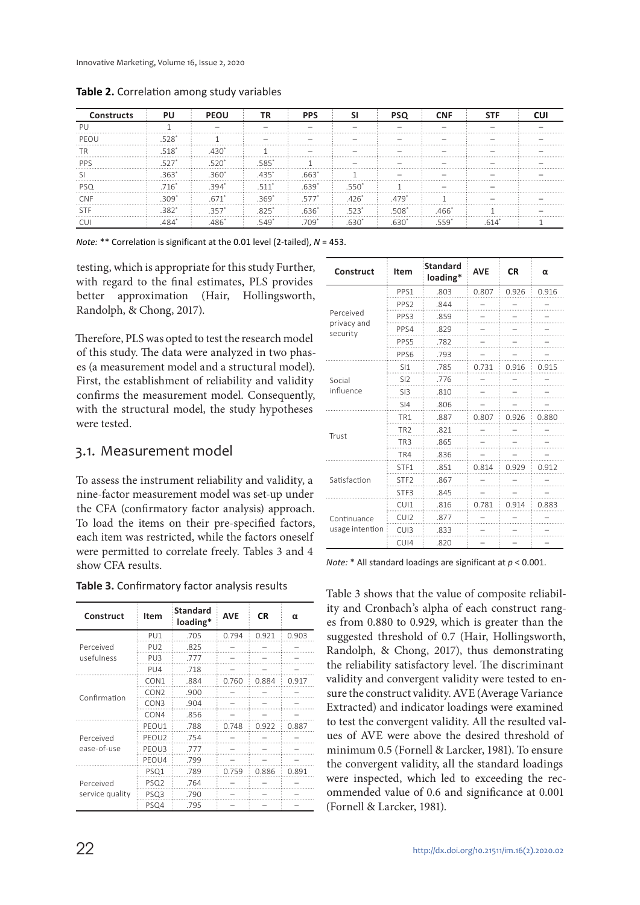**Table 2.** Correlation among study variables

| Constructs | PU | PEOU | TR | PPS | SI | PSQ | CNF | STF | CUI |
|---|---|---|---|---|---|---|---|---|---|
| PU | 1 | – | – | – | – | – | – | – | – |
| PEOU | .528* | 1 | – | – | – | – | – | – | – |
| TR | .518* | .430* | 1 | – | – | – | – | – | – |
| PPS | .527* | .520* | .585* | 1 | – | – | – | – | – |
| SI | .363* | .360* | .435* | .663* | 1 | – | – | – | – |
| PSQ | .716* | .394* | .511* | .639* | .550* | 1 | – | – | – |
| CNF | .309* | .671* | .369* | .577* | .426* | .479* | 1 | – | – |
| STF | .382* | .357* | .825* | .636* | .523* | .508* | .466* | 1 | – |
| CUI | .484* | .486* | .549* | .709* | .630* | .630* | .559* | .614* | 1 |

*Note:* ** Correlation is significant at the 0.01 level (2-tailed), *N* = 453.

testing, which is appropriate for this study Further, with regard to the final estimates, PLS provides better approximation (Hair, Hollingsworth, Randolph, & Chong, 2017).

Therefore, PLS was opted to test the research model of this study. The data were analyzed in two phases (a measurement model and a structural model). First, the establishment of reliability and validity confirms the measurement model. Consequently, with the structural model, the study hypotheses were tested.

## 3.1. Measurement model

To assess the instrument reliability and validity, a nine-factor measurement model was set-up under the CFA (confirmatory factor analysis) approach. To load the items on their pre-specified factors, each item was restricted, while the factors oneself were permitted to correlate freely. Tables 3 and 4 show CFA results.

**Table 3.** Confirmatory factor analysis results

| Construct | Item | Standard loading* | AVE | CR | α |
|---|---|---|---|---|---|
| Perceived usefulness | PU1 | .705 | 0.794 | 0.921 | 0.903 |
| | PU2 | .825 | – | – | – |
| | PU3 | .777 | – | – | – |
| | PU4 | .718 | – | – | – |
| Confirmation | CON1 | .884 | 0.760 | 0.884 | 0.917 |
| | CON2 | .900 | – | – | – |
| | CON3 | .904 | – | – | – |
| | CON4 | .856 | – | – | – |
| Perceived ease-of-use | PEOU1 | .788 | 0.748 | 0.922 | 0.887 |
| | PEOU2 | .754 | – | – | – |
| | PEOU3 | .777 | – | – | – |
| | PEOU4 | .799 | – | – | – |
| Perceived service quality | PSQ1 | .789 | 0.759 | 0.886 | 0.891 |
| | PSQ2 | .764 | – | – | – |
| | PSQ3 | .790 | – | – | – |
| | PSQ4 | .795 | – | – | – |
| Perceived privacy and security | PPS1 | .803 | 0.807 | 0.926 | 0.916 |
| | PPS2 | .844 | – | – | – |
| | PPS3 | .859 | – | – | – |
| | PPS4 | .829 | – | – | – |
| | PPS5 | .782 | – | – | – |
| | PPS6 | .793 | – | – | – |
| Social influence | SI1 | .785 | 0.731 | 0.916 | 0.915 |
| | SI2 | .776 | – | – | – |
| | SI3 | .810 | – | – | – |
| | SI4 | .806 | – | – | – |
| Trust | TR1 | .887 | 0.807 | 0.926 | 0.880 |
| | TR2 | .821 | – | – | – |
| | TR3 | .865 | – | – | – |
| | TR4 | .836 | – | – | – |
| Satisfaction | STF1 | .851 | 0.814 | 0.929 | 0.912 |
| | STF2 | .867 | – | – | – |
| | STF3 | .845 | – | – | – |
| Continuance usage intention | CUI1 | .816 | 0.781 | 0.914 | 0.883 |
| | CUI2 | .877 | – | – | – |
| | CUI3 | .833 | – | – | – |
| | CUI4 | .820 | – | – | – |

*Note:* * All standard loadings are significant at $p < 0.001$.

Table 3 shows that the value of composite reliability and Cronbach's alpha of each construct ranges from 0.880 to 0.929, which is greater than the suggested threshold of 0.7 (Hair, Hollingsworth, Randolph, & Chong, 2017), thus demonstrating the reliability satisfactory level. The discriminant validity and convergent validity were tested to ensure the construct validity. AVE (Average Variance Extracted) and indicator loadings were examined to test the convergent validity. All the resulted values of AVE were above the desired threshold of minimum 0.5 (Fornell & Larcker, 1981). To ensure the convergent validity, all the standard loadings were inspected, which led to exceeding the recommended value of 0.6 and significance at 0.001 (Fornell & Larcker, 1981).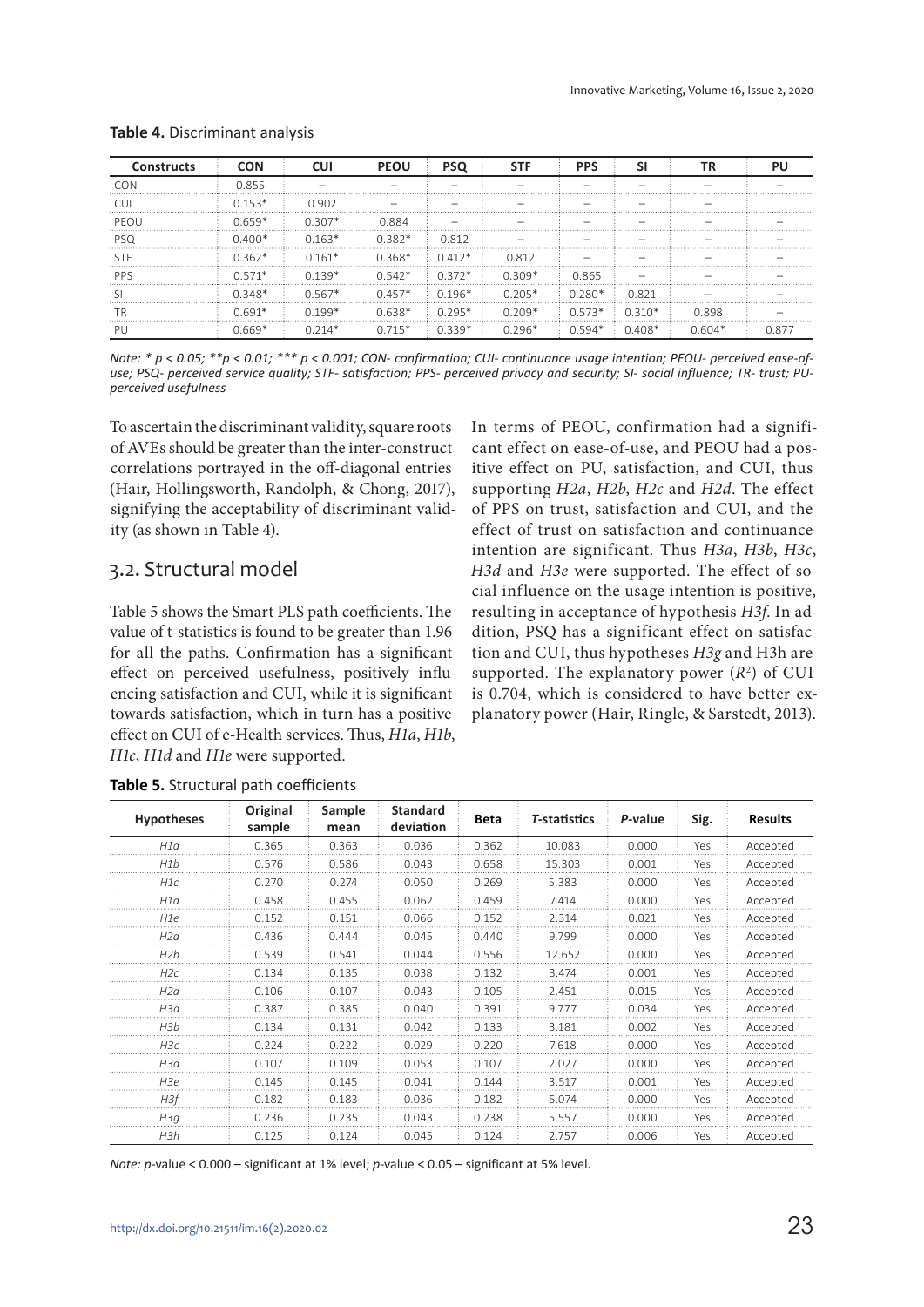**Table 4.** Discriminant analysis

| Constructs | CON | CUI | PEOU | PSQ | STF | PPS | SI | TR | PU |
|---|---|---|---|---|---|---|---|---|---|
| CON | 0.855 | – | – | – | – | – | – | – | – |
| CUI | 0.153* | 0.902 | – | – | – | – | – | – | |
| PEOU | 0.659* | 0.307* | 0.884 | – | – | – | – | – | – |
| PSQ | 0.400* | 0.163* | 0.382* | 0.812 | – | – | – | – | – |
| STF | 0.362* | 0.161* | 0.368* | 0.412* | 0.812 | – | – | – | – |
| PPS | 0.571* | 0.139* | 0.542* | 0.372* | 0.309* | 0.865 | – | – | – |
| SI | 0.348* | 0.567* | 0.457* | 0.196* | 0.205* | 0.280* | 0.821 | – | – |
| TR | 0.691* | 0.199* | 0.638* | 0.295* | 0.209* | 0.573* | 0.310* | 0.898 | – |
| PU | 0.669* | 0.214* | 0.715* | 0.339* | 0.296* | 0.594* | 0.408* | 0.604* | 0.877 |

*Note: * p < 0.05; **p < 0.01; *** p < 0.001; CON- confirmation; CUI- continuance usage intention; PEOU- perceived ease-of-use; PSQ- perceived service quality; STF- satisfaction; PPS- perceived privacy and security; SI- social influence; TR- trust; PU- perceived usefulness*

To ascertain the discriminant validity, square roots of AVEs should be greater than the inter-construct correlations portrayed in the off-diagonal entries (Hair, Hollingsworth, Randolph, & Chong, 2017), signifying the acceptability of discriminant validity (as shown in Table 4).

## 3.2. Structural model

Table 5 shows the Smart PLS path coefficients. The value of t-statistics is found to be greater than 1.96 for all the paths. Confirmation has a significant effect on perceived usefulness, positively influencing satisfaction and CUI, while it is significant towards satisfaction, which in turn has a positive effect on CUI of e-Health services. Thus, *H1a*, *H1b*, *H1c*, *H1d* and *H1e* were supported.

In terms of PEOU, confirmation had a significant effect on ease-of-use, and PEOU had a positive effect on PU, satisfaction, and CUI, thus supporting *H2a*, *H2b*, *H2c* and *H2d*. The effect of PPS on trust, satisfaction and CUI, and the effect of trust on satisfaction and continuance intention are significant. Thus *H3a*, *H3b*, *H3c*, *H3d* and *H3e* were supported. The effect of social influence on the usage intention is positive, resulting in acceptance of hypothesis *H3f*. In addition, PSQ has a significant effect on satisfaction and CUI, thus hypotheses *H3g* and H3h are supported. The explanatory power ($R^2$) of CUI is 0.704, which is considered to have better explanatory power (Hair, Ringle, & Sarstedt, 2013).

**Table 5.** Structural path coefficients

| Hypotheses | Original sample | Sample mean | Standard deviation | Beta | *T*-statistics | *P*-value | Sig. | Results |
|---|---|---|---|---|---|---|---|---|
| *H1a* | 0.365 | 0.363 | 0.036 | 0.362 | 10.083 | 0.000 | Yes | Accepted |
| *H1b* | 0.576 | 0.586 | 0.043 | 0.658 | 15.303 | 0.001 | Yes | Accepted |
| *H1c* | 0.270 | 0.274 | 0.050 | 0.269 | 5.383 | 0.000 | Yes | Accepted |
| *H1d* | 0.458 | 0.455 | 0.062 | 0.459 | 7.414 | 0.000 | Yes | Accepted |
| *H1e* | 0.152 | 0.151 | 0.066 | 0.152 | 2.314 | 0.021 | Yes | Accepted |
| *H2a* | 0.436 | 0.444 | 0.045 | 0.440 | 9.799 | 0.000 | Yes | Accepted |
| *H2b* | 0.539 | 0.541 | 0.044 | 0.556 | 12.652 | 0.000 | Yes | Accepted |
| *H2c* | 0.134 | 0.135 | 0.038 | 0.132 | 3.474 | 0.001 | Yes | Accepted |
| *H2d* | 0.106 | 0.107 | 0.043 | 0.105 | 2.451 | 0.015 | Yes | Accepted |
| *H3a* | 0.387 | 0.385 | 0.040 | 0.391 | 9.777 | 0.034 | Yes | Accepted |
| *H3b* | 0.134 | 0.131 | 0.042 | 0.133 | 3.181 | 0.002 | Yes | Accepted |
| *H3c* | 0.224 | 0.222 | 0.029 | 0.220 | 7.618 | 0.000 | Yes | Accepted |
| *H3d* | 0.107 | 0.109 | 0.053 | 0.107 | 2.027 | 0.000 | Yes | Accepted |
| *H3e* | 0.145 | 0.145 | 0.041 | 0.144 | 3.517 | 0.001 | Yes | Accepted |
| *H3f* | 0.182 | 0.183 | 0.036 | 0.182 | 5.074 | 0.000 | Yes | Accepted |
| *H3g* | 0.236 | 0.235 | 0.043 | 0.238 | 5.557 | 0.000 | Yes | Accepted |
| *H3h* | 0.125 | 0.124 | 0.045 | 0.124 | 2.757 | 0.006 | Yes | Accepted |

*Note: p*-value < 0.000 – significant at 1% level; *p*-value < 0.05 – significant at 5% level.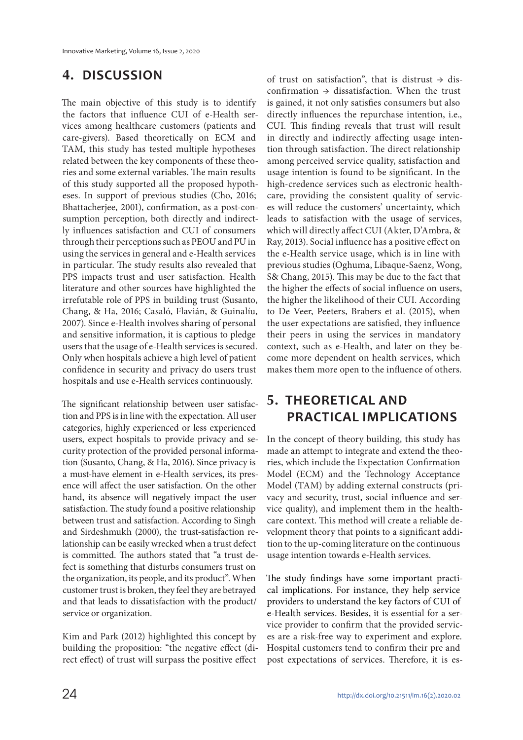## 4. DISCUSSION

The main objective of this study is to identify the factors that influence CUI of e-Health services among healthcare customers (patients and care-givers). Based theoretically on ECM and TAM, this study has tested multiple hypotheses related between the key components of these theories and some external variables. The main results of this study supported all the proposed hypotheses. In support of previous studies (Cho, 2016; Bhattacherjee, 2001), confirmation, as a post-consumption perception, both directly and indirectly influences satisfaction and CUI of consumers through their perceptions such as PEOU and PU in using the services in general and e-Health services in particular. The study results also revealed that PPS impacts trust and user satisfaction. Health literature and other sources have highlighted the irrefutable role of PPS in building trust (Susanto, Chang, & Ha, 2016; Casaló, Flavián, & Guinalíu, 2007). Since e-Health involves sharing of personal and sensitive information, it is captious to pledge users that the usage of e-Health services is secured. Only when hospitals achieve a high level of patient confidence in security and privacy do users trust hospitals and use e-Health services continuously.

The significant relationship between user satisfaction and PPS is in line with the expectation. All user categories, highly experienced or less experienced users, expect hospitals to provide privacy and security protection of the provided personal information (Susanto, Chang, & Ha, 2016). Since privacy is a must-have element in e-Health services, its presence will affect the user satisfaction. On the other hand, its absence will negatively impact the user satisfaction. The study found a positive relationship between trust and satisfaction. According to Singh and Sirdeshmukh (2000), the trust-satisfaction relationship can be easily wrecked when a trust defect is committed. The authors stated that "a trust defect is something that disturbs consumers trust on the organization, its people, and its product". When customer trust is broken, they feel they are betrayed and that leads to dissatisfaction with the product/service or organization.

Kim and Park (2012) highlighted this concept by building the proposition: "the negative effect (direct effect) of trust will surpass the positive effect of trust on satisfaction", that is distrust → disconfirmation → dissatisfaction. When the trust is gained, it not only satisfies consumers but also directly influences the repurchase intention, i.e., CUI. This finding reveals that trust will result in directly and indirectly affecting usage intention through satisfaction. The direct relationship among perceived service quality, satisfaction and usage intention is found to be significant. In the high-credence services such as electronic healthcare, providing the consistent quality of services will reduce the customers' uncertainty, which leads to satisfaction with the usage of services, which will directly affect CUI (Akter, D'Ambra, & Ray, 2013). Social influence has a positive effect on the e-Health service usage, which is in line with previous studies (Oghuma, Libaque-Saenz, Wong, S& Chang, 2015). This may be due to the fact that the higher the effects of social influence on users, the higher the likelihood of their CUI. According to De Veer, Peeters, Brabers et al. (2015), when the user expectations are satisfied, they influence their peers in using the services in mandatory context, such as e-Health, and later on they become more dependent on health services, which makes them more open to the influence of others.

## 5. THEORETICAL AND PRACTICAL IMPLICATIONS

In the concept of theory building, this study has made an attempt to integrate and extend the theories, which include the Expectation Confirmation Model (ECM) and the Technology Acceptance Model (TAM) by adding external constructs (privacy and security, trust, social influence and service quality), and implement them in the healthcare context. This method will create a reliable development theory that points to a significant addition to the up-coming literature on the continuous usage intention towards e-Health services.

The study findings have some important practical implications. For instance, they help service providers to understand the key factors of CUI of e-Health services. Besides, it is essential for a service provider to confirm that the provided services are a risk-free way to experiment and explore. Hospital customers tend to confirm their pre and post expectations of services. Therefore, it is es-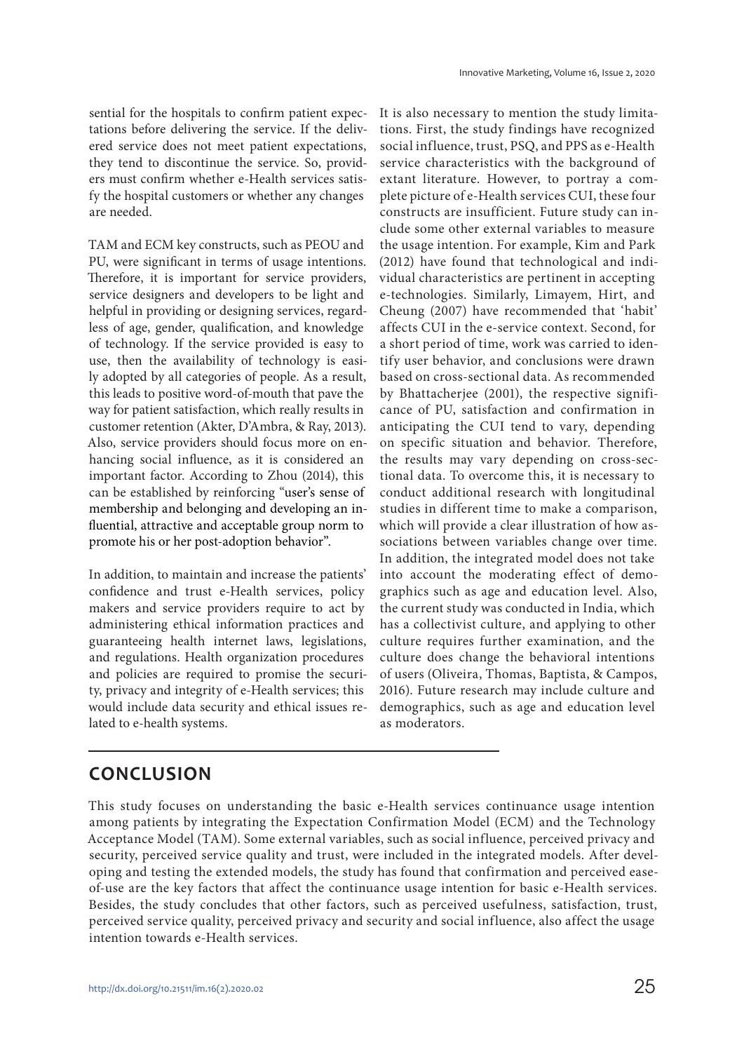sential for the hospitals to confirm patient expectations before delivering the service. If the delivered service does not meet patient expectations, they tend to discontinue the service. So, providers must confirm whether e-Health services satisfy the hospital customers or whether any changes are needed.

TAM and ECM key constructs, such as PEOU and PU, were significant in terms of usage intentions. Therefore, it is important for service providers, service designers and developers to be light and helpful in providing or designing services, regardless of age, gender, qualification, and knowledge of technology. If the service provided is easy to use, then the availability of technology is easily adopted by all categories of people. As a result, this leads to positive word-of-mouth that pave the way for patient satisfaction, which really results in customer retention (Akter, D'Ambra, & Ray, 2013). Also, service providers should focus more on enhancing social influence, as it is considered an important factor. According to Zhou (2014), this can be established by reinforcing "user's sense of membership and belonging and developing an influential, attractive and acceptable group norm to promote his or her post-adoption behavior".

In addition, to maintain and increase the patients' confidence and trust e-Health services, policy makers and service providers require to act by administering ethical information practices and guaranteeing health internet laws, legislations, and regulations. Health organization procedures and policies are required to promise the security, privacy and integrity of e-Health services; this would include data security and ethical issues related to e-health systems.

It is also necessary to mention the study limitations. First, the study findings have recognized social influence, trust, PSQ, and PPS as e-Health service characteristics with the background of extant literature. However, to portray a complete picture of e-Health services CUI, these four constructs are insufficient. Future study can include some other external variables to measure the usage intention. For example, Kim and Park (2012) have found that technological and individual characteristics are pertinent in accepting e-technologies. Similarly, Limayem, Hirt, and Cheung (2007) have recommended that 'habit' affects CUI in the e-service context. Second, for a short period of time, work was carried to identify user behavior, and conclusions were drawn based on cross-sectional data. As recommended by Bhattacherjee (2001), the respective significance of PU, satisfaction and confirmation in anticipating the CUI tend to vary, depending on specific situation and behavior. Therefore, the results may vary depending on cross-sectional data. To overcome this, it is necessary to conduct additional research with longitudinal studies in different time to make a comparison, which will provide a clear illustration of how associations between variables change over time. In addition, the integrated model does not take into account the moderating effect of demographics such as age and education level. Also, the current study was conducted in India, which has a collectivist culture, and applying to other culture requires further examination, and the culture does change the behavioral intentions of users (Oliveira, Thomas, Baptista, & Campos, 2016). Future research may include culture and demographics, such as age and education level as moderators.

## CONCLUSION

This study focuses on understanding the basic e-Health services continuance usage intention among patients by integrating the Expectation Confirmation Model (ECM) and the Technology Acceptance Model (TAM). Some external variables, such as social influence, perceived privacy and security, perceived service quality and trust, were included in the integrated models. After developing and testing the extended models, the study has found that confirmation and perceived ease-of-use are the key factors that affect the continuance usage intention for basic e-Health services. Besides, the study concludes that other factors, such as perceived usefulness, satisfaction, trust, perceived service quality, perceived privacy and security and social influence, also affect the usage intention towards e-Health services.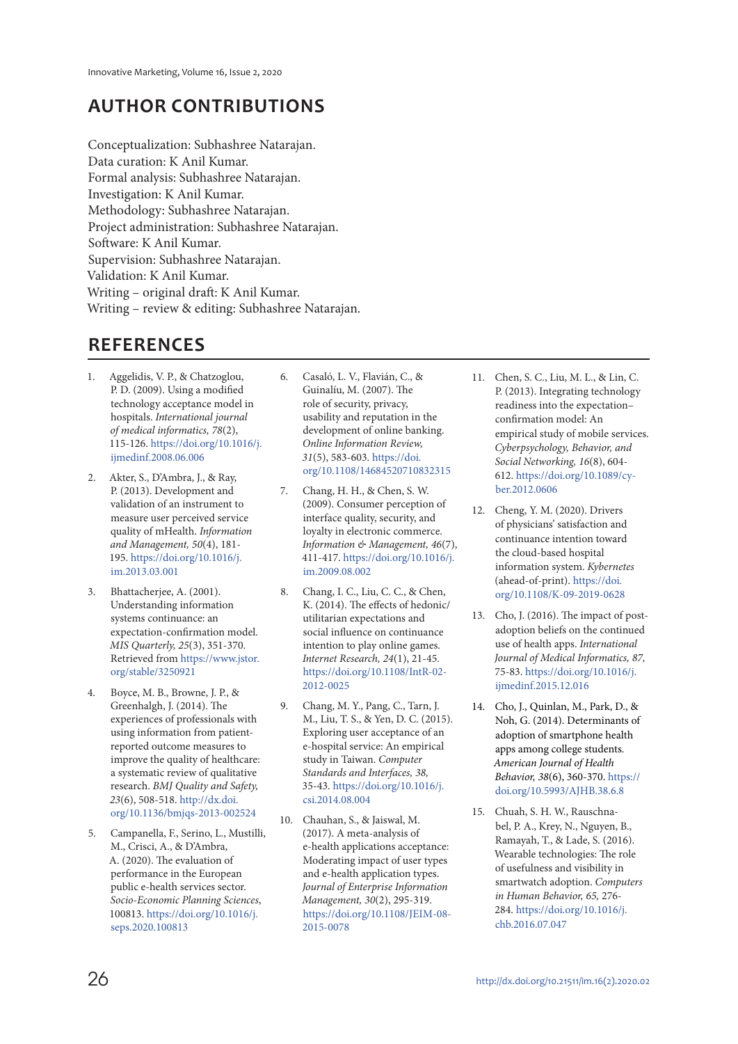## AUTHOR CONTRIBUTIONS

Conceptualization: Subhashree Natarajan.
Data curation: K Anil Kumar.
Formal analysis: Subhashree Natarajan.
Investigation: K Anil Kumar.
Methodology: Subhashree Natarajan.
Project administration: Subhashree Natarajan.
Software: K Anil Kumar.
Supervision: Subhashree Natarajan.
Validation: K Anil Kumar.
Writing – original draft: K Anil Kumar.
Writing – review & editing: Subhashree Natarajan.

## REFERENCES

1. Aggelidis, V. P., & Chatzoglou, P. D. (2009). Using a modified technology acceptance model in hospitals. *International journal of medical informatics, 78*(2), 115-126. https://doi.org/10.1016/j.ijmedinf.2008.06.006
2. Akter, S., D'Ambra, J., & Ray, P. (2013). Development and validation of an instrument to measure user perceived service quality of mHealth. *Information and Management, 50*(4), 181-195. https://doi.org/10.1016/j.im.2013.03.001
3. Bhattacherjee, A. (2001). Understanding information systems continuance: an expectation-confirmation model. *MIS Quarterly, 25*(3), 351-370. Retrieved from https://www.jstor.org/stable/3250921
4. Boyce, M. B., Browne, J. P., & Greenhalgh, J. (2014). The experiences of professionals with using information from patient-reported outcome measures to improve the quality of healthcare: a systematic review of qualitative research. *BMJ Quality and Safety, 23*(6), 508-518. http://dx.doi.org/10.1136/bmjqs-2013-002524
5. Campanella, F., Serino, L., Mustilli, M., Crisci, A., & D'Ambra, A. (2020). The evaluation of performance in the European public e-health services sector. *Socio-Economic Planning Sciences*, 100813. https://doi.org/10.1016/j.seps.2020.100813
6. Casaló, L. V., Flavián, C., & Guinalíu, M. (2007). The role of security, privacy, usability and reputation in the development of online banking. *Online Information Review, 31*(5), 583-603. https://doi.org/10.1108/14684520710832315
7. Chang, H. H., & Chen, S. W. (2009). Consumer perception of interface quality, security, and loyalty in electronic commerce. *Information & Management, 46*(7), 411-417. https://doi.org/10.1016/j.im.2009.08.002
8. Chang, I. C., Liu, C. C., & Chen, K. (2014). The effects of hedonic/utilitarian expectations and social influence on continuance intention to play online games. *Internet Research, 24*(1), 21-45. https://doi.org/10.1108/IntR-02-2012-0025
9. Chang, M. Y., Pang, C., Tarn, J. M., Liu, T. S., & Yen, D. C. (2015). Exploring user acceptance of an e-hospital service: An empirical study in Taiwan. *Computer Standards and Interfaces, 38*, 35-43. https://doi.org/10.1016/j.csi.2014.08.004
10. Chauhan, S., & Jaiswal, M. (2017). A meta-analysis of e-health applications acceptance: Moderating impact of user types and e-health application types. *Journal of Enterprise Information Management, 30*(2), 295-319. https://doi.org/10.1108/JEIM-08-2015-0078
11. Chen, S. C., Liu, M. L., & Lin, C. P. (2013). Integrating technology readiness into the expectation–confirmation model: An empirical study of mobile services. *Cyberpsychology, Behavior, and Social Networking, 16*(8), 604-612. https://doi.org/10.1089/cyber.2012.0606
12. Cheng, Y. M. (2020). Drivers of physicians' satisfaction and continuance intention toward the cloud-based hospital information system. *Kybernetes* (ahead-of-print). https://doi.org/10.1108/K-09-2019-0628
13. Cho, J. (2016). The impact of post-adoption beliefs on the continued use of health apps. *International Journal of Medical Informatics, 87*, 75-83. https://doi.org/10.1016/j.ijmedinf.2015.12.016
14. Cho, J., Quinlan, M., Park, D., & Noh, G. (2014). Determinants of adoption of smartphone health apps among college students. *American Journal of Health Behavior, 38*(6), 360-370. https://doi.org/10.5993/AJHB.38.6.8
15. Chuah, S. H. W., Rauschnabel, P. A., Krey, N., Nguyen, B., Ramayah, T., & Lade, S. (2016). Wearable technologies: The role of usefulness and visibility in smartwatch adoption. *Computers in Human Behavior, 65*, 276-284. https://doi.org/10.1016/j.chb.2016.07.047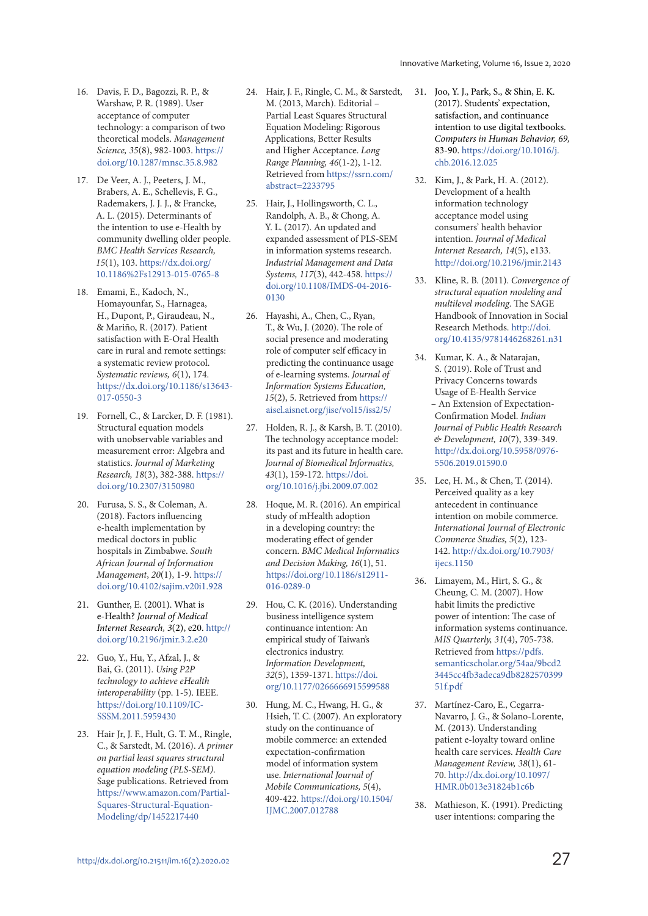16. Davis, F. D., Bagozzi, R. P., & Warshaw, P. R. (1989). User acceptance of computer technology: a comparison of two theoretical models. *Management Science, 35*(8), 982-1003. https://doi.org/10.1287/mnsc.35.8.982

17. De Veer, A. J., Peeters, J. M., Brabers, A. E., Schellevis, F. G., Rademakers, J. J. J., & Francke, A. L. (2015). Determinants of the intention to use e-Health by community dwelling older people. *BMC Health Services Research, 15*(1), 103. https://dx.doi.org/10.1186%2Fs12913-015-0765-8

18. Emami, E., Kadoch, N., Homayounfar, S., Harnagea, H., Dupont, P., Giraudeau, N., & Mariño, R. (2017). Patient satisfaction with E-Oral Health care in rural and remote settings: a systematic review protocol. *Systematic reviews, 6*(1), 174. https://dx.doi.org/10.1186/s13643-017-0550-3

19. Fornell, C., & Larcker, D. F. (1981). Structural equation models with unobservable variables and measurement error: Algebra and statistics. *Journal of Marketing Research, 18*(3), 382-388. https://doi.org/10.2307/3150980

20. Furusa, S. S., & Coleman, A. (2018). Factors influencing e-health implementation by medical doctors in public hospitals in Zimbabwe. *South African Journal of Information Management*, *20*(1), 1-9. https://doi.org/10.4102/sajim.v20i1.928

21. Gunther, E. (2001). What is e-Health? *Journal of Medical Internet Research, 3*(2), e20. http://doi.org/10.2196/jmir.3.2.e20

22. Guo, Y., Hu, Y., Afzal, J., & Bai, G. (2011). *Using P2P technology to achieve eHealth interoperability* (pp. 1-5). IEEE. https://doi.org/10.1109/IC-SSSM.2011.5959430

23. Hair Jr, J. F., Hult, G. T. M., Ringle, C., & Sarstedt, M. (2016). *A primer on partial least squares structural equation modeling (PLS-SEM).* Sage publications. Retrieved from https://www.amazon.com/Partial-Squares-Structural-Equation-Modeling/dp/1452217440

24. Hair, J. F., Ringle, C. M., & Sarstedt, M. (2013, March). Editorial – Partial Least Squares Structural Equation Modeling: Rigorous Applications, Better Results and Higher Acceptance. *Long Range Planning, 46*(1-2), 1-12. Retrieved from https://ssrn.com/abstract=2233795

25. Hair, J., Hollingsworth, C. L., Randolph, A. B., & Chong, A. Y. L. (2017). An updated and expanded assessment of PLS-SEM in information systems research. *Industrial Management and Data Systems, 117*(3), 442-458. https://doi.org/10.1108/IMDS-04-2016-0130

26. Hayashi, A., Chen, C., Ryan, T., & Wu, J. (2020). The role of social presence and moderating role of computer self efficacy in predicting the continuance usage of e-learning systems. *Journal of Information Systems Education, 15*(2), 5. Retrieved from https://aisel.aisnet.org/jise/vol15/iss2/5/

27. Holden, R. J., & Karsh, B. T. (2010). The technology acceptance model: its past and its future in health care. *Journal of Biomedical Informatics, 43*(1), 159-172. https://doi.org/10.1016/j.jbi.2009.07.002

28. Hoque, M. R. (2016). An empirical study of mHealth adoption in a developing country: the moderating effect of gender concern. *BMC Medical Informatics and Decision Making, 16*(1), 51. https://doi.org/10.1186/s12911-016-0289-0

29. Hou, C. K. (2016). Understanding business intelligence system continuance intention: An empirical study of Taiwan's electronics industry. *Information Development, 32*(5), 1359-1371. https://doi.org/10.1177/0266666915599588

30. Hung, M. C., Hwang, H. G., & Hsieh, T. C. (2007). An exploratory study on the continuance of mobile commerce: an extended expectation-confirmation model of information system use. *International Journal of Mobile Communications, 5*(4), 409-422. https://doi.org/10.1504/IJMC.2007.012788

31. Joo, Y. J., Park, S., & Shin, E. K. (2017). Students' expectation, satisfaction, and continuance intention to use digital textbooks. *Computers in Human Behavior, 69,* 83-90. https://doi.org/10.1016/j.chb.2016.12.025

32. Kim, J., & Park, H. A. (2012). Development of a health information technology acceptance model using consumers' health behavior intention. *Journal of Medical Internet Research, 14*(5), e133. http://doi.org/10.2196/jmir.2143

33. Kline, R. B. (2011). *Convergence of structural equation modeling and multilevel modeling.* The SAGE Handbook of Innovation in Social Research Methods. http://doi.org/10.4135/9781446268261.n31

34. Kumar, K. A., & Natarajan, S. (2019). Role of Trust and Privacy Concerns towards Usage of E-Health Service – An Extension of Expectation-Confirmation Model. *Indian Journal of Public Health Research & Development, 10*(7), 339-349. http://dx.doi.org/10.5958/0976-5506.2019.01590.0

35. Lee, H. M., & Chen, T. (2014). Perceived quality as a key antecedent in continuance intention on mobile commerce. *International Journal of Electronic Commerce Studies, 5*(2), 123-142. http://dx.doi.org/10.7903/ijecs.1150

36. Limayem, M., Hirt, S. G., & Cheung, C. M. (2007). How habit limits the predictive power of intention: The case of information systems continuance. *MIS Quarterly, 31*(4), 705-738. Retrieved from https://pdfs.semanticscholar.org/54aa/9bcd23445cc4fb3adeca9db828257039951f.pdf

37. Martínez-Caro, E., Cegarra-Navarro, J. G., & Solano-Lorente, M. (2013). Understanding patient e-loyalty toward online health care services. *Health Care Management Review, 38*(1), 61-70. http://dx.doi.org/10.1097/HMR.0b013e31824b1c6b

38. Mathieson, K. (1991). Predicting user intentions: comparing the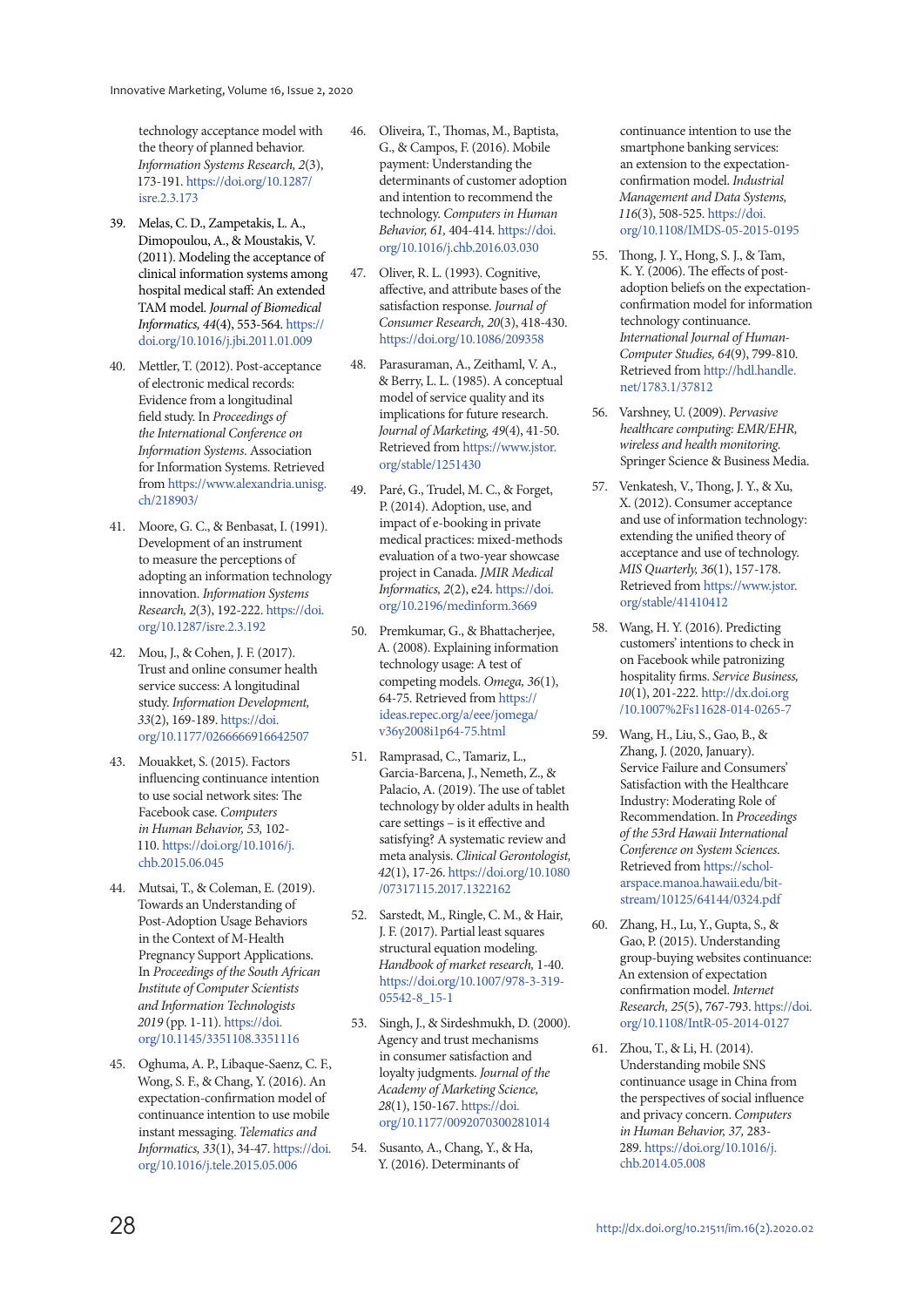technology acceptance model with the theory of planned behavior. *Information Systems Research, 2*(3), 173-191. https://doi.org/10.1287/isre.2.3.173

39. Melas, C. D., Zampetakis, L. A., Dimopoulou, A., & Moustakis, V. (2011). Modeling the acceptance of clinical information systems among hospital medical staff: An extended TAM model. *Journal of Biomedical Informatics, 44*(4), 553-564. https://doi.org/10.1016/j.jbi.2011.01.009

40. Mettler, T. (2012). Post-acceptance of electronic medical records: Evidence from a longitudinal field study. In *Proceedings of the International Conference on Information Systems*. Association for Information Systems. Retrieved from https://www.alexandria.unisg.ch/218903/

41. Moore, G. C., & Benbasat, I. (1991). Development of an instrument to measure the perceptions of adopting an information technology innovation. *Information Systems Research, 2*(3), 192-222. https://doi.org/10.1287/isre.2.3.192

42. Mou, J., & Cohen, J. F. (2017). Trust and online consumer health service success: A longitudinal study. *Information Development, 33*(2), 169-189. https://doi.org/10.1177/0266666916642507

43. Mouakket, S. (2015). Factors influencing continuance intention to use social network sites: The Facebook case. *Computers in Human Behavior, 53*, 102-110. https://doi.org/10.1016/j.chb.2015.06.045

44. Mutsai, T., & Coleman, E. (2019). Towards an Understanding of Post-Adoption Usage Behaviors in the Context of M-Health Pregnancy Support Applications. In *Proceedings of the South African Institute of Computer Scientists and Information Technologists 2019* (pp. 1-11). https://doi.org/10.1145/3351108.3351116

45. Oghuma, A. P., Libaque-Saenz, C. F., Wong, S. F., & Chang, Y. (2016). An expectation-confirmation model of continuance intention to use mobile instant messaging. *Telematics and Informatics, 33*(1), 34-47. https://doi.org/10.1016/j.tele.2015.05.006

46. Oliveira, T., Thomas, M., Baptista, G., & Campos, F. (2016). Mobile payment: Understanding the determinants of customer adoption and intention to recommend the technology. *Computers in Human Behavior, 61*, 404-414. https://doi.org/10.1016/j.chb.2016.03.030

47. Oliver, R. L. (1993). Cognitive, affective, and attribute bases of the satisfaction response. *Journal of Consumer Research, 20*(3), 418-430. https://doi.org/10.1086/209358

48. Parasuraman, A., Zeithaml, V. A., & Berry, L. L. (1985). A conceptual model of service quality and its implications for future research. *Journal of Marketing, 49*(4), 41-50. Retrieved from https://www.jstor.org/stable/1251430

49. Paré, G., Trudel, M. C., & Forget, P. (2014). Adoption, use, and impact of e-booking in private medical practices: mixed-methods evaluation of a two-year showcase project in Canada. *JMIR Medical Informatics, 2*(2), e24. https://doi.org/10.2196/medinform.3669

50. Premkumar, G., & Bhattacherjee, A. (2008). Explaining information technology usage: A test of competing models. *Omega, 36*(1), 64-75. Retrieved from https://ideas.repec.org/a/eee/jomega/v36y2008i1p64-75.html

51. Ramprasad, C., Tamariz, L., Garcia-Barcena, J., Nemeth, Z., & Palacio, A. (2019). The use of tablet technology by older adults in health care settings – is it effective and satisfying? A systematic review and meta analysis. *Clinical Gerontologist, 42*(1), 17-26. https://doi.org/10.1080/07317115.2017.1322162

52. Sarstedt, M., Ringle, C. M., & Hair, J. F. (2017). Partial least squares structural equation modeling. *Handbook of market research*, 1-40. https://doi.org/10.1007/978-3-319-05542-8_15-1

53. Singh, J., & Sirdeshmukh, D. (2000). Agency and trust mechanisms in consumer satisfaction and loyalty judgments. *Journal of the Academy of Marketing Science, 28*(1), 150-167. https://doi.org/10.1177/0092070300281014

54. Susanto, A., Chang, Y., & Ha, Y. (2016). Determinants of continuance intention to use the smartphone banking services: an extension to the expectation-confirmation model. *Industrial Management and Data Systems, 116*(3), 508-525. https://doi.org/10.1108/IMDS-05-2015-0195

55. Thong, J. Y., Hong, S. J., & Tam, K. Y. (2006). The effects of post-adoption beliefs on the expectation-confirmation model for information technology continuance. *International Journal of Human-Computer Studies, 64*(9), 799-810. Retrieved from http://hdl.handle.net/1783.1/37812

56. Varshney, U. (2009). *Pervasive healthcare computing: EMR/EHR, wireless and health monitoring*. Springer Science & Business Media.

57. Venkatesh, V., Thong, J. Y., & Xu, X. (2012). Consumer acceptance and use of information technology: extending the unified theory of acceptance and use of technology. *MIS Quarterly, 36*(1), 157-178. Retrieved from https://www.jstor.org/stable/41410412

58. Wang, H. Y. (2016). Predicting customers' intentions to check in on Facebook while patronizing hospitality firms. *Service Business, 10*(1), 201-222. http://dx.doi.org/10.1007%2Fs11628-014-0265-7

59. Wang, H., Liu, S., Gao, B., & Zhang, J. (2020, January). Service Failure and Consumers' Satisfaction with the Healthcare Industry: Moderating Role of Recommendation. In *Proceedings of the 53rd Hawaii International Conference on System Sciences*. Retrieved from https://scholarspace.manoa.hawaii.edu/bitstream/10125/64144/0324.pdf

60. Zhang, H., Lu, Y., Gupta, S., & Gao, P. (2015). Understanding group-buying websites continuance: An extension of expectation confirmation model. *Internet Research, 25*(5), 767-793. https://doi.org/10.1108/IntR-05-2014-0127

61. Zhou, T., & Li, H. (2014). Understanding mobile SNS continuance usage in China from the perspectives of social influence and privacy concern. *Computers in Human Behavior, 37*, 283-289. https://doi.org/10.1016/j.chb.2014.05.008